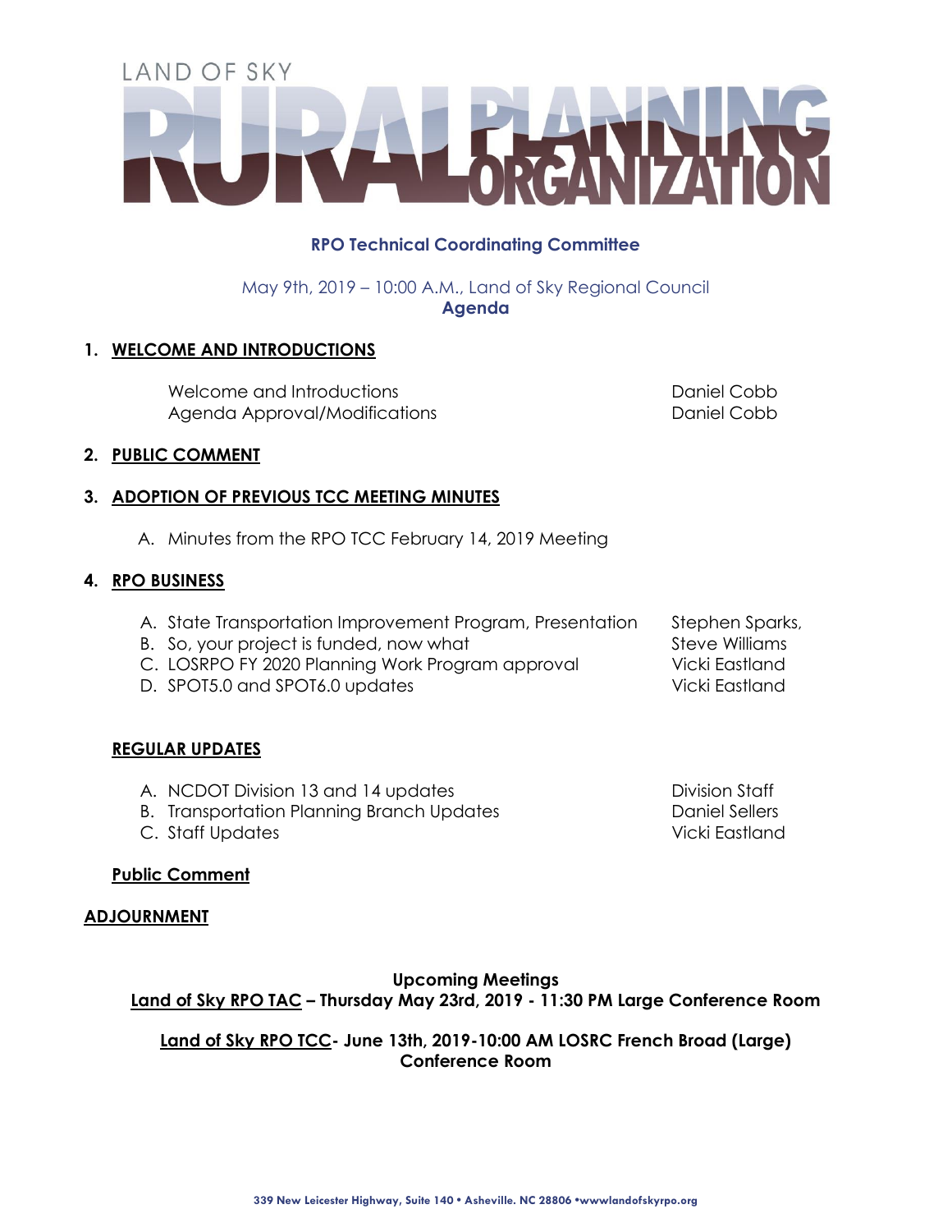# LAND OF SKY RURAL PLANNING ORGANIZATION

## RPO Technical Coordinating Committee

May 9th, 2019 – 10:00 A.M., Land of Sky Regional Council
**Agenda**

**1. WELCOME AND INTRODUCTIONS**

| | |
|---|---|
| Welcome and Introductions | Daniel Cobb |
| Agenda Approval/Modifications | Daniel Cobb |

**2. PUBLIC COMMENT**

**3. ADOPTION OF PREVIOUS TCC MEETING MINUTES**

A. Minutes from the RPO TCC February 14, 2019 Meeting

**4. RPO BUSINESS**

| | |
|---|---|
| A. State Transportation Improvement Program, Presentation | Stephen Sparks, |
| B. So, your project is funded, now what | Steve Williams |
| C. LOSRPO FY 2020 Planning Work Program approval | Vicki Eastland |
| D. SPOT5.0 and SPOT6.0 updates | Vicki Eastland |

**REGULAR UPDATES**

| | |
|---|---|
| A. NCDOT Division 13 and 14 updates | Division Staff |
| B. Transportation Planning Branch Updates | Daniel Sellers |
| C. Staff Updates | Vicki Eastland |

**Public Comment**

**ADJOURNMENT**

**Upcoming Meetings**
**Land of Sky RPO TAC – Thursday May 23rd, 2019 - 11:30 PM Large Conference Room**

**Land of Sky RPO TCC- June 13th, 2019-10:00 AM LOSRC French Broad (Large) Conference Room**

339 New Leicester Highway, Suite 140 • Asheville. NC 28806 •wwwlandofskyrpo.org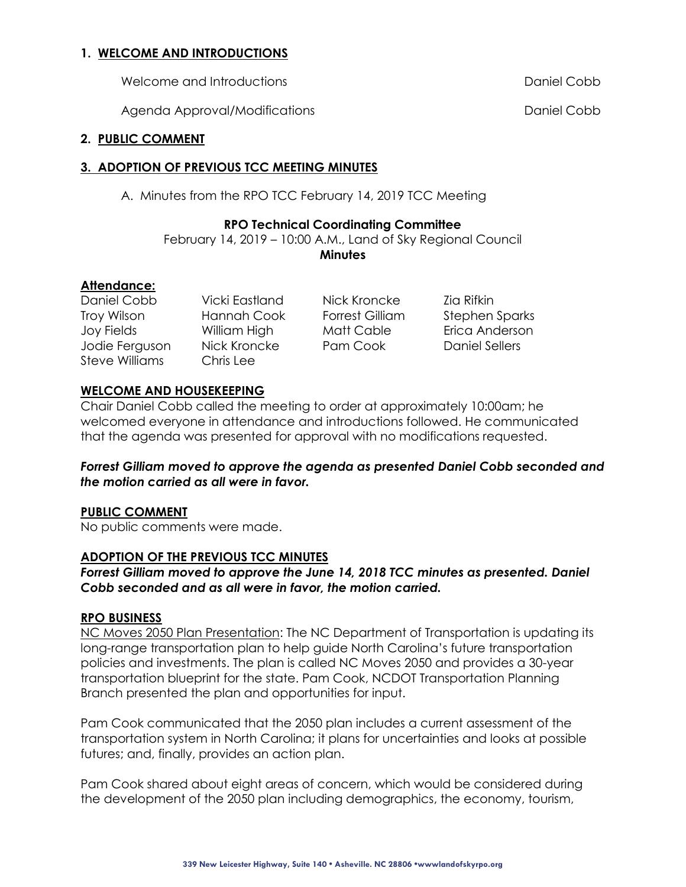## 1. WELCOME AND INTRODUCTIONS

Welcome and Introductions Daniel Cobb

Agenda Approval/Modifications Daniel Cobb

## 2. PUBLIC COMMENT

## 3. ADOPTION OF PREVIOUS TCC MEETING MINUTES

A. Minutes from the RPO TCC February 14, 2019 TCC Meeting

**RPO Technical Coordinating Committee**

February 14, 2019 – 10:00 A.M., Land of Sky Regional Council

**Minutes**

**Attendance:**

| | | | |
|---|---|---|---|
| Daniel Cobb | Vicki Eastland | Nick Kroncke | Zia Rifkin |
| Troy Wilson | Hannah Cook | Forrest Gilliam | Stephen Sparks |
| Joy Fields | William High | Matt Cable | Erica Anderson |
| Jodie Ferguson | Nick Kroncke | Pam Cook | Daniel Sellers |
| Steve Williams | Chris Lee | | |

**WELCOME AND HOUSEKEEPING**

Chair Daniel Cobb called the meeting to order at approximately 10:00am; he welcomed everyone in attendance and introductions followed. He communicated that the agenda was presented for approval with no modifications requested.

***Forrest Gilliam moved to approve the agenda as presented Daniel Cobb seconded and the motion carried as all were in favor.***

**PUBLIC COMMENT**

No public comments were made.

**ADOPTION OF THE PREVIOUS TCC MINUTES**

***Forrest Gilliam moved to approve the June 14, 2018 TCC minutes as presented. Daniel Cobb seconded and as all were in favor, the motion carried.***

**RPO BUSINESS**

NC Moves 2050 Plan Presentation: The NC Department of Transportation is updating its long-range transportation plan to help guide North Carolina's future transportation policies and investments. The plan is called NC Moves 2050 and provides a 30-year transportation blueprint for the state. Pam Cook, NCDOT Transportation Planning Branch presented the plan and opportunities for input.

Pam Cook communicated that the 2050 plan includes a current assessment of the transportation system in North Carolina; it plans for uncertainties and looks at possible futures; and, finally, provides an action plan.

Pam Cook shared about eight areas of concern, which would be considered during the development of the 2050 plan including demographics, the economy, tourism,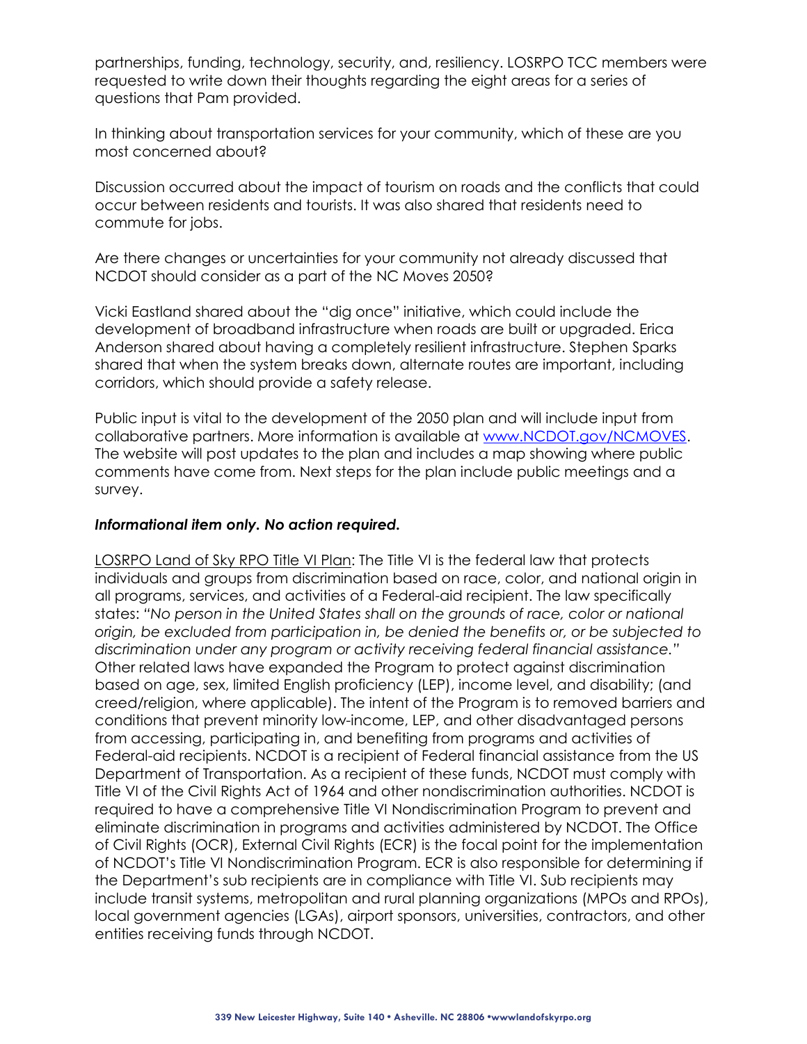partnerships, funding, technology, security, and, resiliency. LOSRPO TCC members were requested to write down their thoughts regarding the eight areas for a series of questions that Pam provided.

In thinking about transportation services for your community, which of these are you most concerned about?

Discussion occurred about the impact of tourism on roads and the conflicts that could occur between residents and tourists. It was also shared that residents need to commute for jobs.

Are there changes or uncertainties for your community not already discussed that NCDOT should consider as a part of the NC Moves 2050?

Vicki Eastland shared about the "dig once" initiative, which could include the development of broadband infrastructure when roads are built or upgraded. Erica Anderson shared about having a completely resilient infrastructure. Stephen Sparks shared that when the system breaks down, alternate routes are important, including corridors, which should provide a safety release.

Public input is vital to the development of the 2050 plan and will include input from collaborative partners. More information is available at [www.NCDOT.gov/NCMOVES](www.NCDOT.gov/NCMOVES). The website will post updates to the plan and includes a map showing where public comments have come from. Next steps for the plan include public meetings and a survey.

***Informational item only. No action required.***

LOSRPO Land of Sky RPO Title VI Plan: The Title VI is the federal law that protects individuals and groups from discrimination based on race, color, and national origin in all programs, services, and activities of a Federal-aid recipient. The law specifically states: *"No person in the United States shall on the grounds of race, color or national origin, be excluded from participation in, be denied the benefits or, or be subjected to discrimination under any program or activity receiving federal financial assistance."* Other related laws have expanded the Program to protect against discrimination based on age, sex, limited English proficiency (LEP), income level, and disability; (and creed/religion, where applicable). The intent of the Program is to removed barriers and conditions that prevent minority low-income, LEP, and other disadvantaged persons from accessing, participating in, and benefiting from programs and activities of Federal-aid recipients. NCDOT is a recipient of Federal financial assistance from the US Department of Transportation. As a recipient of these funds, NCDOT must comply with Title VI of the Civil Rights Act of 1964 and other nondiscrimination authorities. NCDOT is required to have a comprehensive Title VI Nondiscrimination Program to prevent and eliminate discrimination in programs and activities administered by NCDOT. The Office of Civil Rights (OCR), External Civil Rights (ECR) is the focal point for the implementation of NCDOT's Title VI Nondiscrimination Program. ECR is also responsible for determining if the Department's sub recipients are in compliance with Title VI. Sub recipients may include transit systems, metropolitan and rural planning organizations (MPOs and RPOs), local government agencies (LGAs), airport sponsors, universities, contractors, and other entities receiving funds through NCDOT.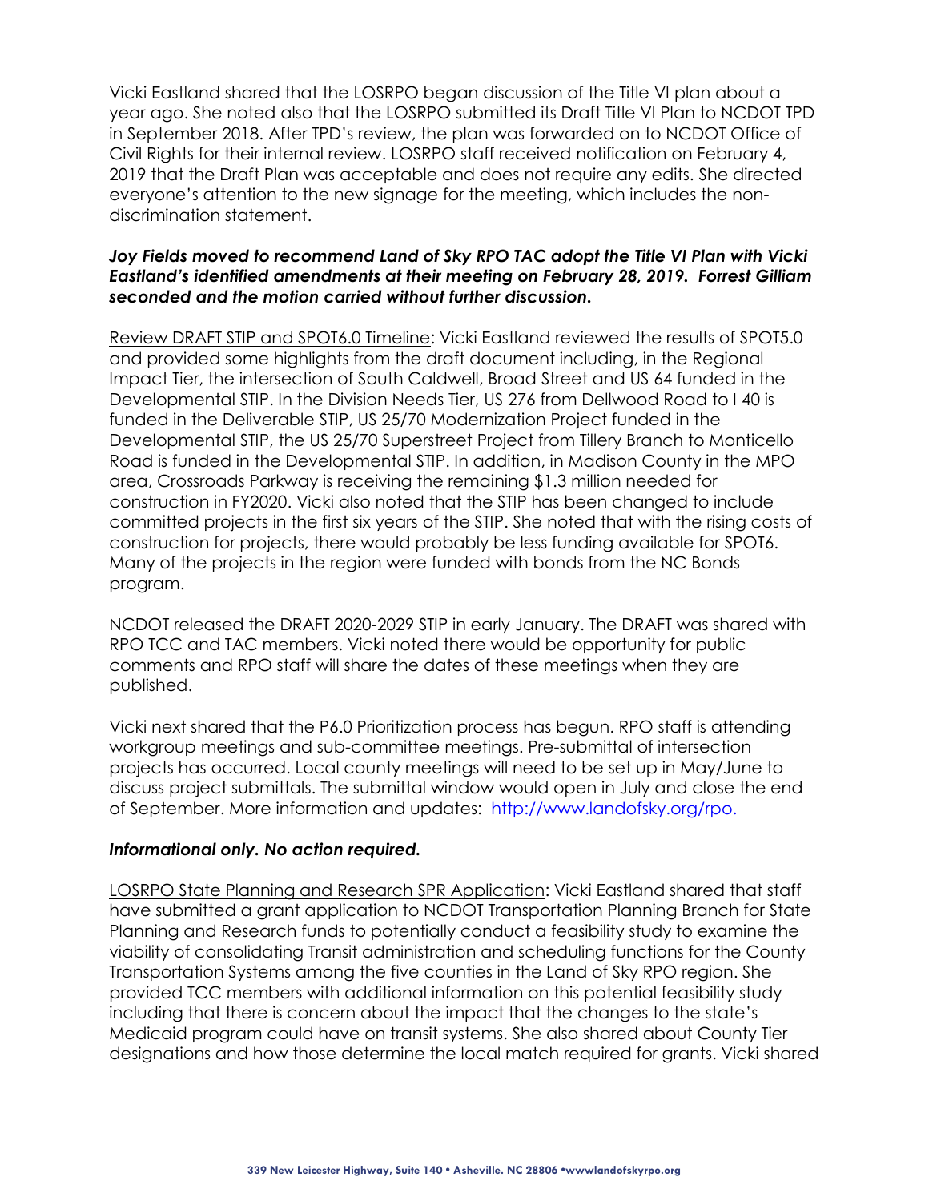Vicki Eastland shared that the LOSRPO began discussion of the Title VI plan about a year ago. She noted also that the LOSRPO submitted its Draft Title VI Plan to NCDOT TPD in September 2018. After TPD's review, the plan was forwarded on to NCDOT Office of Civil Rights for their internal review. LOSRPO staff received notification on February 4, 2019 that the Draft Plan was acceptable and does not require any edits. She directed everyone's attention to the new signage for the meeting, which includes the non-discrimination statement.

***Joy Fields moved to recommend Land of Sky RPO TAC adopt the Title VI Plan with Vicki Eastland's identified amendments at their meeting on February 28, 2019. Forrest Gilliam seconded and the motion carried without further discussion.***

Review DRAFT STIP and SPOT6.0 Timeline: Vicki Eastland reviewed the results of SPOT5.0 and provided some highlights from the draft document including, in the Regional Impact Tier, the intersection of South Caldwell, Broad Street and US 64 funded in the Developmental STIP. In the Division Needs Tier, US 276 from Dellwood Road to I 40 is funded in the Deliverable STIP, US 25/70 Modernization Project funded in the Developmental STIP, the US 25/70 Superstreet Project from Tillery Branch to Monticello Road is funded in the Developmental STIP. In addition, in Madison County in the MPO area, Crossroads Parkway is receiving the remaining $1.3 million needed for construction in FY2020. Vicki also noted that the STIP has been changed to include committed projects in the first six years of the STIP. She noted that with the rising costs of construction for projects, there would probably be less funding available for SPOT6. Many of the projects in the region were funded with bonds from the NC Bonds program.

NCDOT released the DRAFT 2020-2029 STIP in early January. The DRAFT was shared with RPO TCC and TAC members. Vicki noted there would be opportunity for public comments and RPO staff will share the dates of these meetings when they are published.

Vicki next shared that the P6.0 Prioritization process has begun. RPO staff is attending workgroup meetings and sub-committee meetings. Pre-submittal of intersection projects has occurred. Local county meetings will need to be set up in May/June to discuss project submittals. The submittal window would open in July and close the end of September. More information and updates: http://www.landofsky.org/rpo.

***Informational only. No action required.***

LOSRPO State Planning and Research SPR Application: Vicki Eastland shared that staff have submitted a grant application to NCDOT Transportation Planning Branch for State Planning and Research funds to potentially conduct a feasibility study to examine the viability of consolidating Transit administration and scheduling functions for the County Transportation Systems among the five counties in the Land of Sky RPO region. She provided TCC members with additional information on this potential feasibility study including that there is concern about the impact that the changes to the state's Medicaid program could have on transit systems. She also shared about County Tier designations and how those determine the local match required for grants. Vicki shared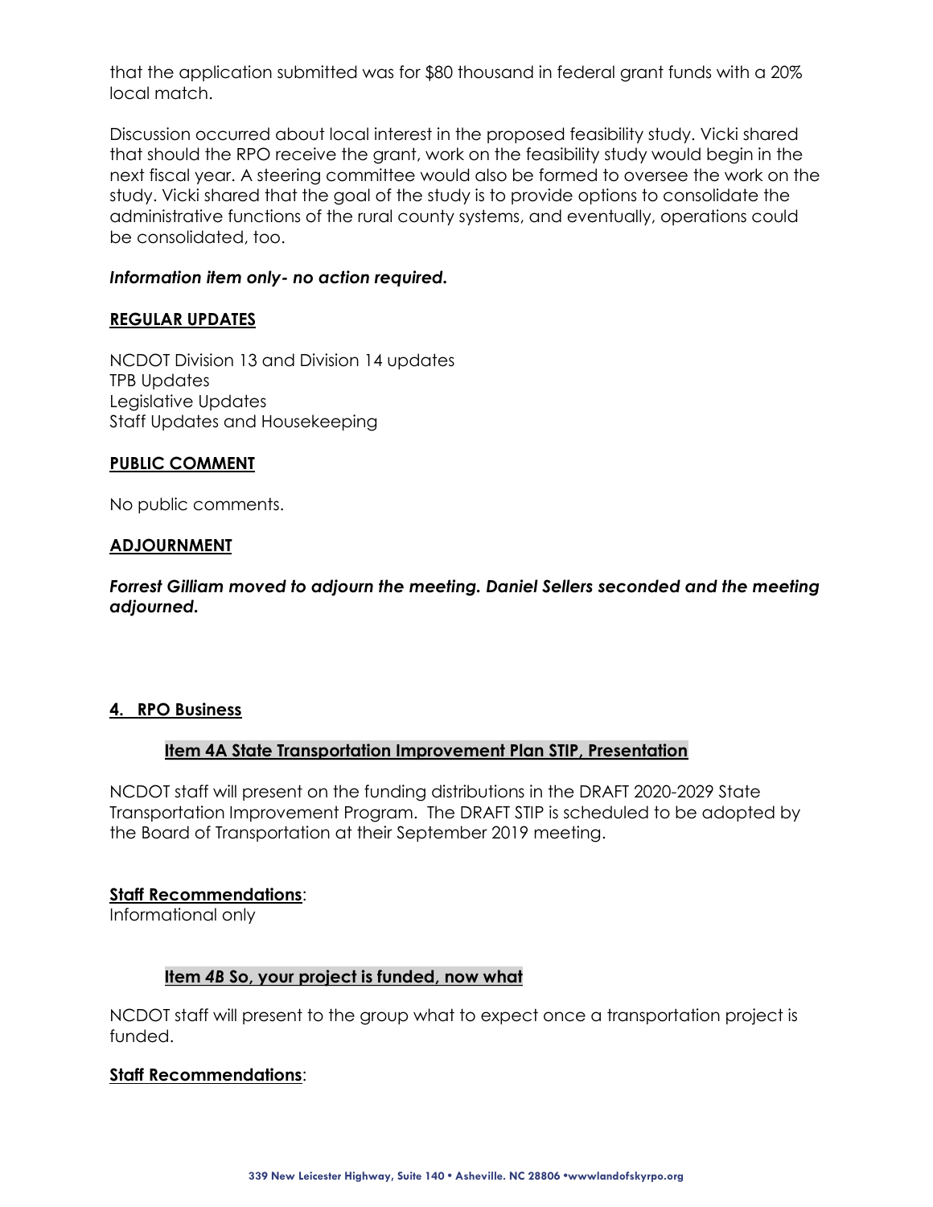that the application submitted was for $80 thousand in federal grant funds with a 20% local match.

Discussion occurred about local interest in the proposed feasibility study. Vicki shared that should the RPO receive the grant, work on the feasibility study would begin in the next fiscal year. A steering committee would also be formed to oversee the work on the study. Vicki shared that the goal of the study is to provide options to consolidate the administrative functions of the rural county systems, and eventually, operations could be consolidated, too.

***Information item only- no action required.***

**REGULAR UPDATES**

NCDOT Division 13 and Division 14 updates
TPB Updates
Legislative Updates
Staff Updates and Housekeeping

**PUBLIC COMMENT**

No public comments.

**ADJOURNMENT**

***Forrest Gilliam moved to adjourn the meeting. Daniel Sellers seconded and the meeting adjourned.***

## 4. RPO Business

### Item 4A State Transportation Improvement Plan STIP, Presentation

NCDOT staff will present on the funding distributions in the DRAFT 2020-2029 State Transportation Improvement Program. The DRAFT STIP is scheduled to be adopted by the Board of Transportation at their September 2019 meeting.

**Staff Recommendations**:
Informational only

### Item *4B* So, your project is funded, now what

NCDOT staff will present to the group what to expect once a transportation project is funded.

**Staff Recommendations**: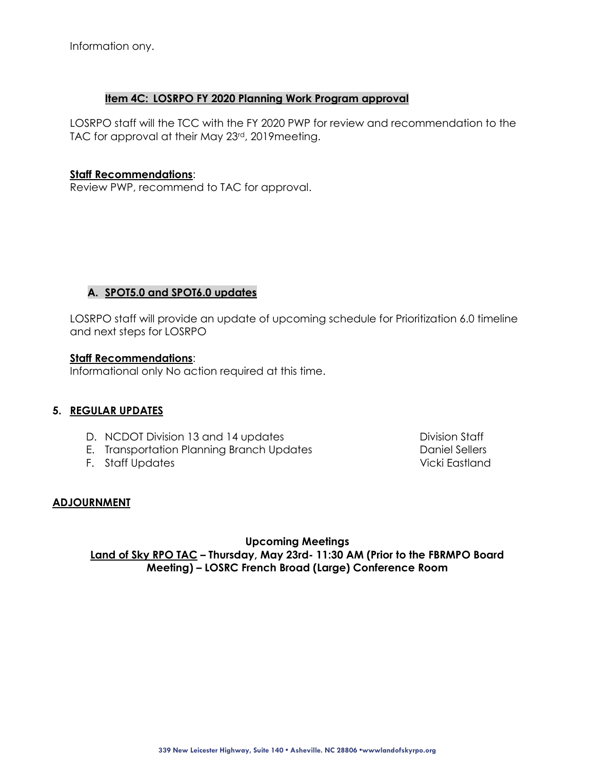Information ony.

**Item 4C: LOSRPO FY 2020 Planning Work Program approval**

LOSRPO staff will the TCC with the FY 2020 PWP for review and recommendation to the TAC for approval at their May 23rd, 2019meeting.

**Staff Recommendations**:
Review PWP, recommend to TAC for approval.

**A. SPOT5.0 and SPOT6.0 updates**

LOSRPO staff will provide an update of upcoming schedule for Prioritization 6.0 timeline and next steps for LOSRPO

**Staff Recommendations**:
Informational only No action required at this time.

## 5. REGULAR UPDATES

| | |
|---|---|
| D. NCDOT Division 13 and 14 updates | Division Staff |
| E. Transportation Planning Branch Updates | Daniel Sellers |
| F. Staff Updates | Vicki Eastland |

## ADJOURNMENT

**Upcoming Meetings**
**Land of Sky RPO TAC – Thursday, May 23rd- 11:30 AM (Prior to the FBRMPO Board Meeting) – LOSRC French Broad (Large) Conference Room**

339 New Leicester Highway, Suite 140 • Asheville. NC 28806 •wwwlandofskyrpo.org